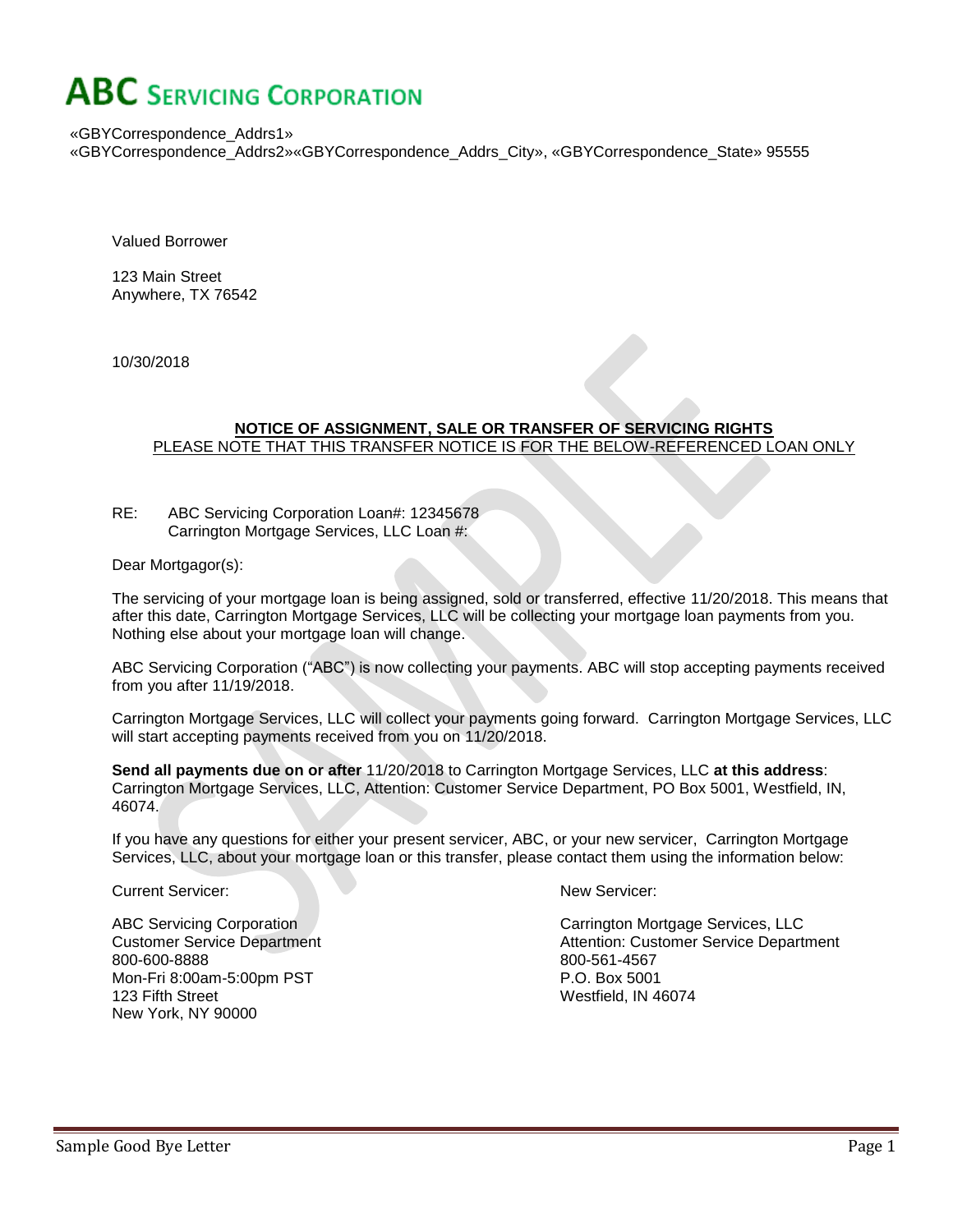# ABC SERVICING CORPORATION

«GBYCorrespondence_Addrs1»
«GBYCorrespondence_Addrs2»«GBYCorrespondence_Addrs_City», «GBYCorrespondence_State» 95555

Valued Borrower

123 Main Street
Anywhere, TX 76542

10/30/2018

**NOTICE OF ASSIGNMENT, SALE OR TRANSFER OF SERVICING RIGHTS**
PLEASE NOTE THAT THIS TRANSFER NOTICE IS FOR THE BELOW-REFERENCED LOAN ONLY

RE: ABC Servicing Corporation Loan#: 12345678
Carrington Mortgage Services, LLC Loan #:

Dear Mortgagor(s):

The servicing of your mortgage loan is being assigned, sold or transferred, effective 11/20/2018. This means that after this date, Carrington Mortgage Services, LLC will be collecting your mortgage loan payments from you. Nothing else about your mortgage loan will change.

ABC Servicing Corporation ("ABC") is now collecting your payments. ABC will stop accepting payments received from you after 11/19/2018.

Carrington Mortgage Services, LLC will collect your payments going forward. Carrington Mortgage Services, LLC will start accepting payments received from you on 11/20/2018.

**Send all payments due on or after** 11/20/2018 to Carrington Mortgage Services, LLC **at this address**: Carrington Mortgage Services, LLC, Attention: Customer Service Department, PO Box 5001, Westfield, IN, 46074.

If you have any questions for either your present servicer, ABC, or your new servicer, Carrington Mortgage Services, LLC, about your mortgage loan or this transfer, please contact them using the information below:

Current Servicer:

ABC Servicing Corporation
Customer Service Department
800-600-8888
Mon-Fri 8:00am-5:00pm PST
123 Fifth Street
New York, NY 90000

New Servicer:

Carrington Mortgage Services, LLC
Attention: Customer Service Department
800-561-4567
P.O. Box 5001
Westfield, IN 46074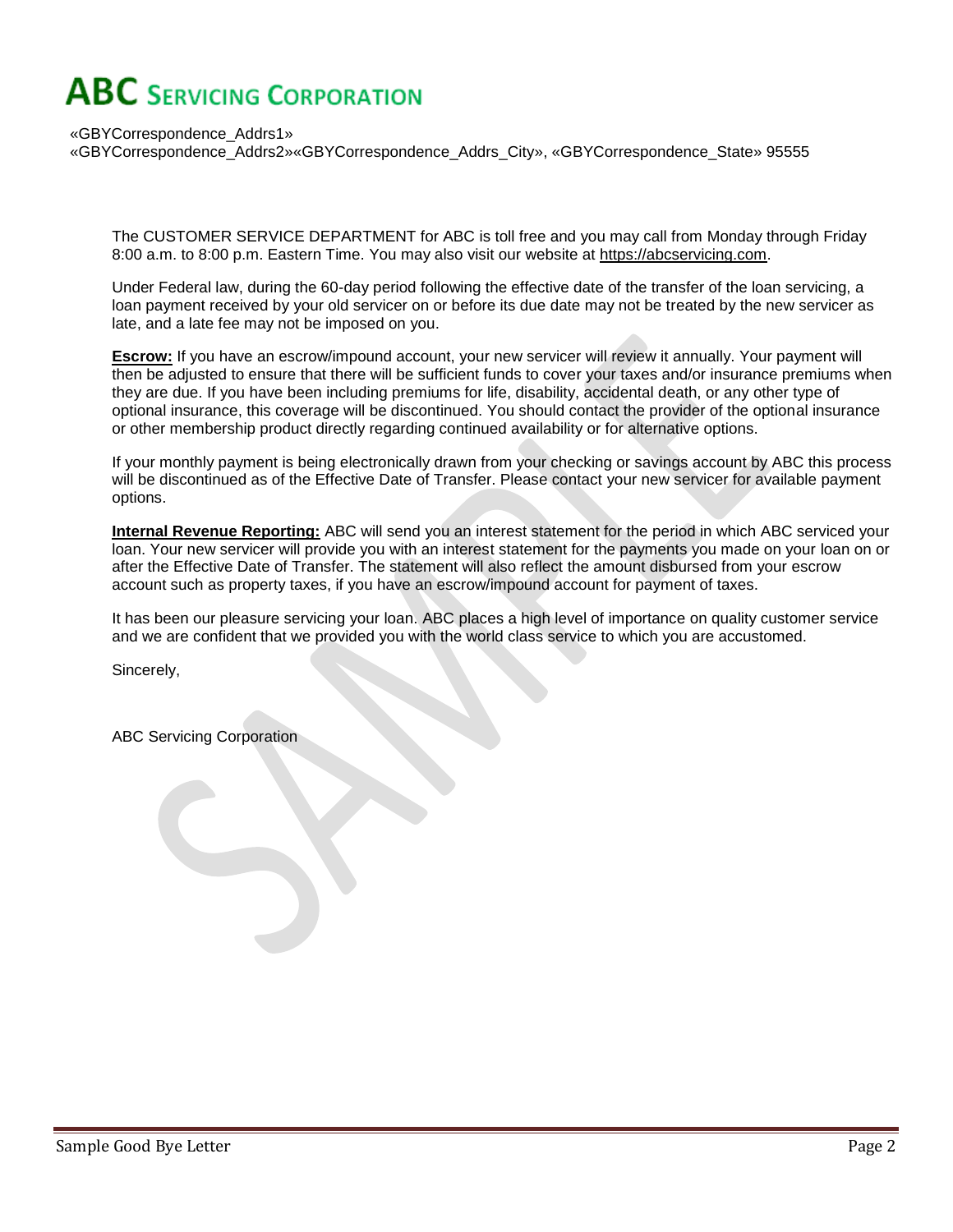# ABC Servicing Corporation

«GBYCorrespondence_Addrs1»
«GBYCorrespondence_Addrs2»«GBYCorrespondence_Addrs_City», «GBYCorrespondence_State» 95555

The CUSTOMER SERVICE DEPARTMENT for ABC is toll free and you may call from Monday through Friday 8:00 a.m. to 8:00 p.m. Eastern Time. You may also visit our website at https://abcservicing.com.

Under Federal law, during the 60-day period following the effective date of the transfer of the loan servicing, a loan payment received by your old servicer on or before its due date may not be treated by the new servicer as late, and a late fee may not be imposed on you.

**Escrow:** If you have an escrow/impound account, your new servicer will review it annually. Your payment will then be adjusted to ensure that there will be sufficient funds to cover your taxes and/or insurance premiums when they are due. If you have been including premiums for life, disability, accidental death, or any other type of optional insurance, this coverage will be discontinued. You should contact the provider of the optional insurance or other membership product directly regarding continued availability or for alternative options.

If your monthly payment is being electronically drawn from your checking or savings account by ABC this process will be discontinued as of the Effective Date of Transfer. Please contact your new servicer for available payment options.

**Internal Revenue Reporting:** ABC will send you an interest statement for the period in which ABC serviced your loan. Your new servicer will provide you with an interest statement for the payments you made on your loan on or after the Effective Date of Transfer. The statement will also reflect the amount disbursed from your escrow account such as property taxes, if you have an escrow/impound account for payment of taxes.

It has been our pleasure servicing your loan. ABC places a high level of importance on quality customer service and we are confident that we provided you with the world class service to which you are accustomed.

Sincerely,

ABC Servicing Corporation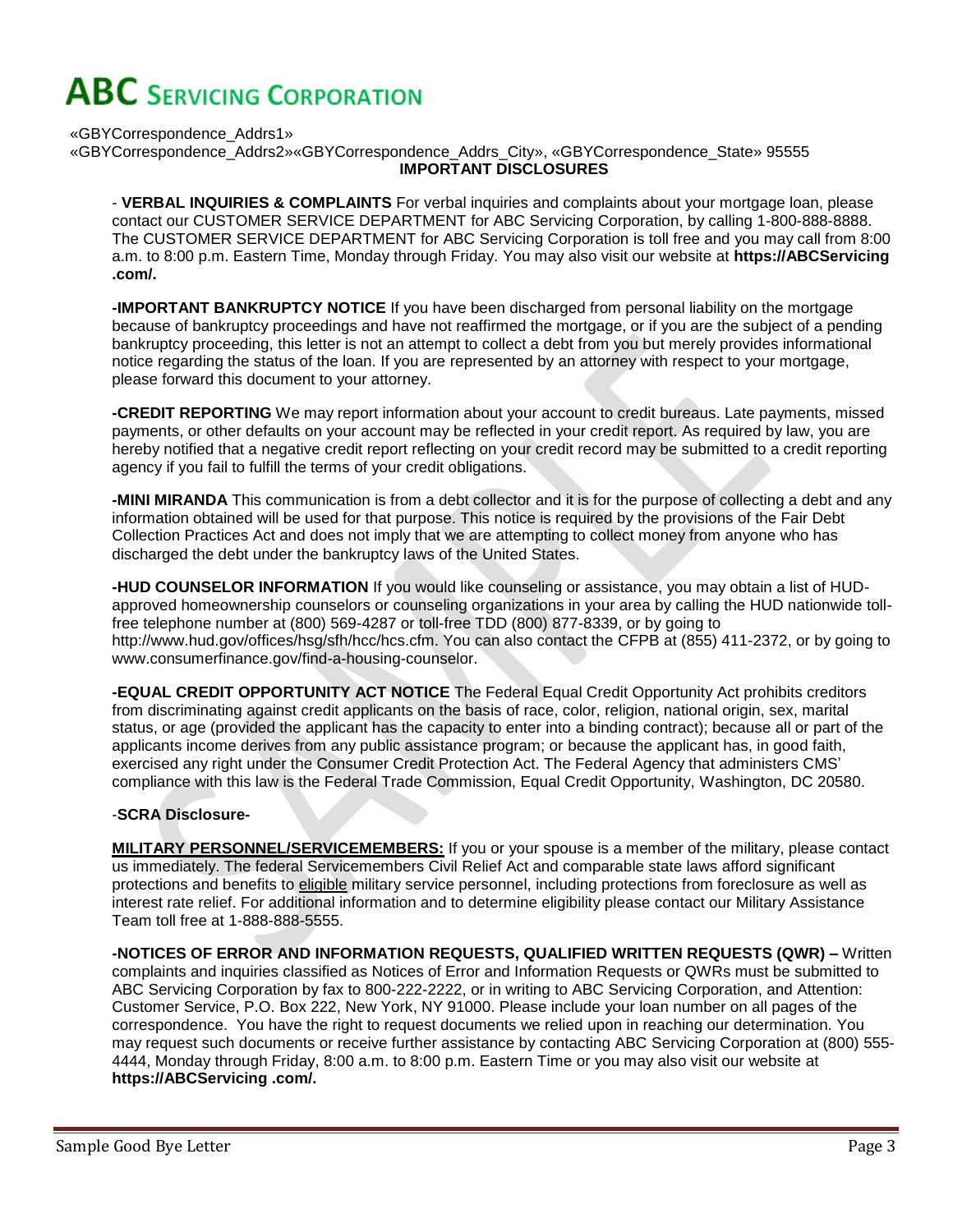# ABC Servicing Corporation

«GBYCorrespondence_Addrs1»
«GBYCorrespondence_Addrs2»«GBYCorrespondence_Addrs_City», «GBYCorrespondence_State» 95555

**IMPORTANT DISCLOSURES**

- **VERBAL INQUIRIES & COMPLAINTS** For verbal inquiries and complaints about your mortgage loan, please contact our CUSTOMER SERVICE DEPARTMENT for ABC Servicing Corporation, by calling 1-800-888-8888. The CUSTOMER SERVICE DEPARTMENT for ABC Servicing Corporation is toll free and you may call from 8:00 a.m. to 8:00 p.m. Eastern Time, Monday through Friday. You may also visit our website at **https://ABCServicing .com/.**

**-IMPORTANT BANKRUPTCY NOTICE** If you have been discharged from personal liability on the mortgage because of bankruptcy proceedings and have not reaffirmed the mortgage, or if you are the subject of a pending bankruptcy proceeding, this letter is not an attempt to collect a debt from you but merely provides informational notice regarding the status of the loan. If you are represented by an attorney with respect to your mortgage, please forward this document to your attorney.

**-CREDIT REPORTING** We may report information about your account to credit bureaus. Late payments, missed payments, or other defaults on your account may be reflected in your credit report. As required by law, you are hereby notified that a negative credit report reflecting on your credit record may be submitted to a credit reporting agency if you fail to fulfill the terms of your credit obligations.

**-MINI MIRANDA** This communication is from a debt collector and it is for the purpose of collecting a debt and any information obtained will be used for that purpose. This notice is required by the provisions of the Fair Debt Collection Practices Act and does not imply that we are attempting to collect money from anyone who has discharged the debt under the bankruptcy laws of the United States.

**-HUD COUNSELOR INFORMATION** If you would like counseling or assistance, you may obtain a list of HUD-approved homeownership counselors or counseling organizations in your area by calling the HUD nationwide toll-free telephone number at (800) 569-4287 or toll-free TDD (800) 877-8339, or by going to http://www.hud.gov/offices/hsg/sfh/hcc/hcs.cfm. You can also contact the CFPB at (855) 411-2372, or by going to www.consumerfinance.gov/find-a-housing-counselor.

**-EQUAL CREDIT OPPORTUNITY ACT NOTICE** The Federal Equal Credit Opportunity Act prohibits creditors from discriminating against credit applicants on the basis of race, color, religion, national origin, sex, marital status, or age (provided the applicant has the capacity to enter into a binding contract); because all or part of the applicants income derives from any public assistance program; or because the applicant has, in good faith, exercised any right under the Consumer Credit Protection Act. The Federal Agency that administers CMS' compliance with this law is the Federal Trade Commission, Equal Credit Opportunity, Washington, DC 20580.

-**SCRA Disclosure-**

**MILITARY PERSONNEL/SERVICEMEMBERS:** If you or your spouse is a member of the military, please contact us immediately. The federal Servicemembers Civil Relief Act and comparable state laws afford significant protections and benefits to eligible military service personnel, including protections from foreclosure as well as interest rate relief. For additional information and to determine eligibility please contact our Military Assistance Team toll free at 1-888-888-5555.

**-NOTICES OF ERROR AND INFORMATION REQUESTS, QUALIFIED WRITTEN REQUESTS (QWR) –** Written complaints and inquiries classified as Notices of Error and Information Requests or QWRs must be submitted to ABC Servicing Corporation by fax to 800-222-2222, or in writing to ABC Servicing Corporation, and Attention: Customer Service, P.O. Box 222, New York, NY 91000. Please include your loan number on all pages of the correspondence. You have the right to request documents we relied upon in reaching our determination. You may request such documents or receive further assistance by contacting ABC Servicing Corporation at (800) 555-4444, Monday through Friday, 8:00 a.m. to 8:00 p.m. Eastern Time or you may also visit our website at **https://ABCServicing .com/.**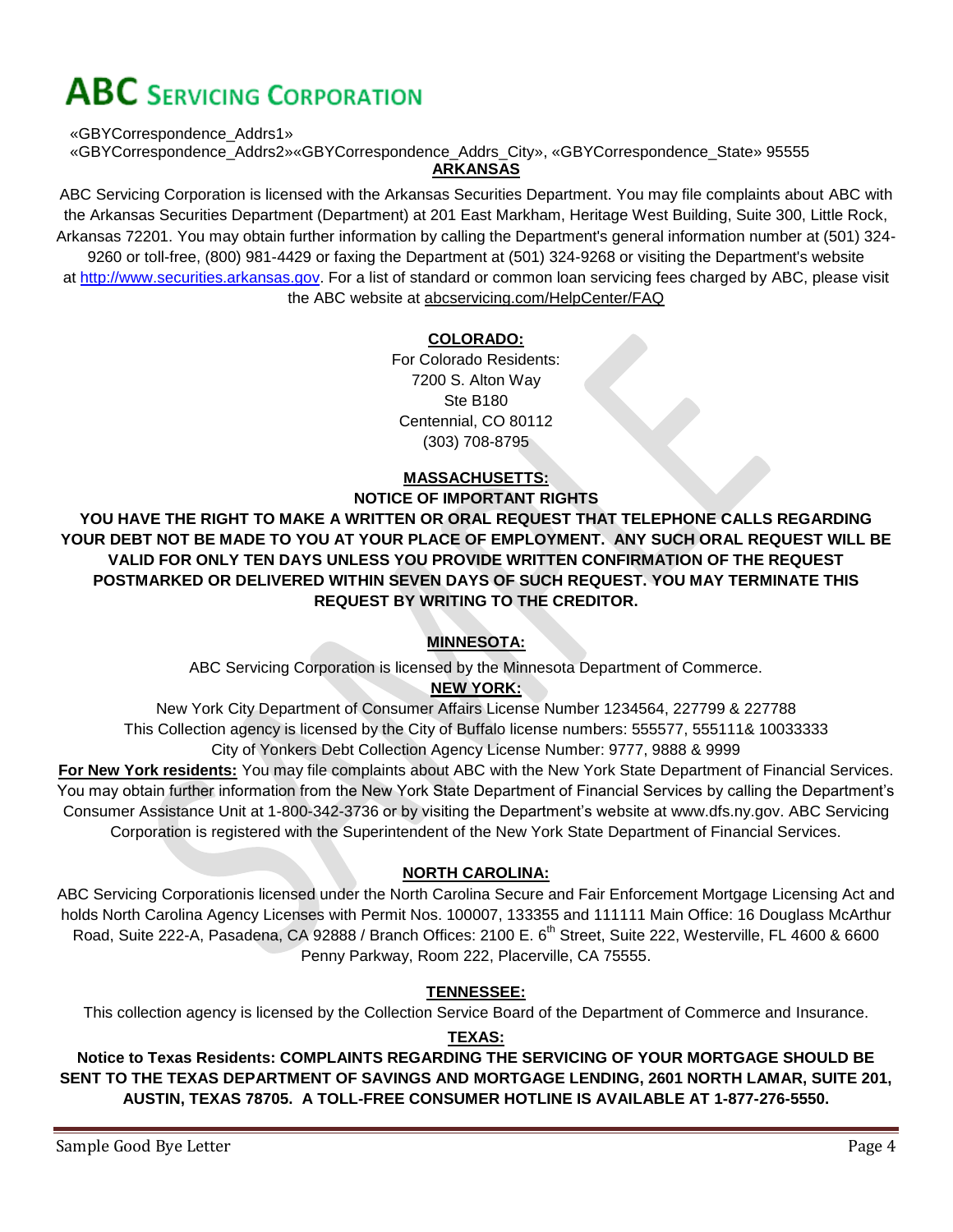# ABC SERVICING CORPORATION

«GBYCorrespondence_Addrs1»
«GBYCorrespondence_Addrs2»«GBYCorrespondence_Addrs_City», «GBYCorrespondence_State» 95555

**ARKANSAS**

ABC Servicing Corporation is licensed with the Arkansas Securities Department. You may file complaints about ABC with the Arkansas Securities Department (Department) at 201 East Markham, Heritage West Building, Suite 300, Little Rock, Arkansas 72201. You may obtain further information by calling the Department's general information number at (501) 324-9260 or toll-free, (800) 981-4429 or faxing the Department at (501) 324-9268 or visiting the Department's website at http://www.securities.arkansas.gov. For a list of standard or common loan servicing fees charged by ABC, please visit the ABC website at abcservicing.com/HelpCenter/FAQ

**COLORADO:**

For Colorado Residents:
7200 S. Alton Way
Ste B180
Centennial, CO 80112
(303) 708-8795

**MASSACHUSETTS:**

**NOTICE OF IMPORTANT RIGHTS**

**YOU HAVE THE RIGHT TO MAKE A WRITTEN OR ORAL REQUEST THAT TELEPHONE CALLS REGARDING YOUR DEBT NOT BE MADE TO YOU AT YOUR PLACE OF EMPLOYMENT. ANY SUCH ORAL REQUEST WILL BE VALID FOR ONLY TEN DAYS UNLESS YOU PROVIDE WRITTEN CONFIRMATION OF THE REQUEST POSTMARKED OR DELIVERED WITHIN SEVEN DAYS OF SUCH REQUEST. YOU MAY TERMINATE THIS REQUEST BY WRITING TO THE CREDITOR.**

**MINNESOTA:**

ABC Servicing Corporation is licensed by the Minnesota Department of Commerce.

**NEW YORK:**

New York City Department of Consumer Affairs License Number 1234564, 227799 & 227788
This Collection agency is licensed by the City of Buffalo license numbers: 555577, 555111& 10033333
City of Yonkers Debt Collection Agency License Number: 9777, 9888 & 9999

**For New York residents:** You may file complaints about ABC with the New York State Department of Financial Services. You may obtain further information from the New York State Department of Financial Services by calling the Department's Consumer Assistance Unit at 1-800-342-3736 or by visiting the Department's website at www.dfs.ny.gov. ABC Servicing Corporation is registered with the Superintendent of the New York State Department of Financial Services.

**NORTH CAROLINA:**

ABC Servicing Corporationis licensed under the North Carolina Secure and Fair Enforcement Mortgage Licensing Act and holds North Carolina Agency Licenses with Permit Nos. 100007, 133355 and 111111 Main Office: 16 Douglass McArthur Road, Suite 222-A, Pasadena, CA 92888 / Branch Offices: 2100 E. 6th Street, Suite 222, Westerville, FL 4600 & 6600 Penny Parkway, Room 222, Placerville, CA 75555.

**TENNESSEE:**

This collection agency is licensed by the Collection Service Board of the Department of Commerce and Insurance.

**TEXAS:**

**Notice to Texas Residents: COMPLAINTS REGARDING THE SERVICING OF YOUR MORTGAGE SHOULD BE SENT TO THE TEXAS DEPARTMENT OF SAVINGS AND MORTGAGE LENDING, 2601 NORTH LAMAR, SUITE 201, AUSTIN, TEXAS 78705. A TOLL-FREE CONSUMER HOTLINE IS AVAILABLE AT 1-877-276-5550.**